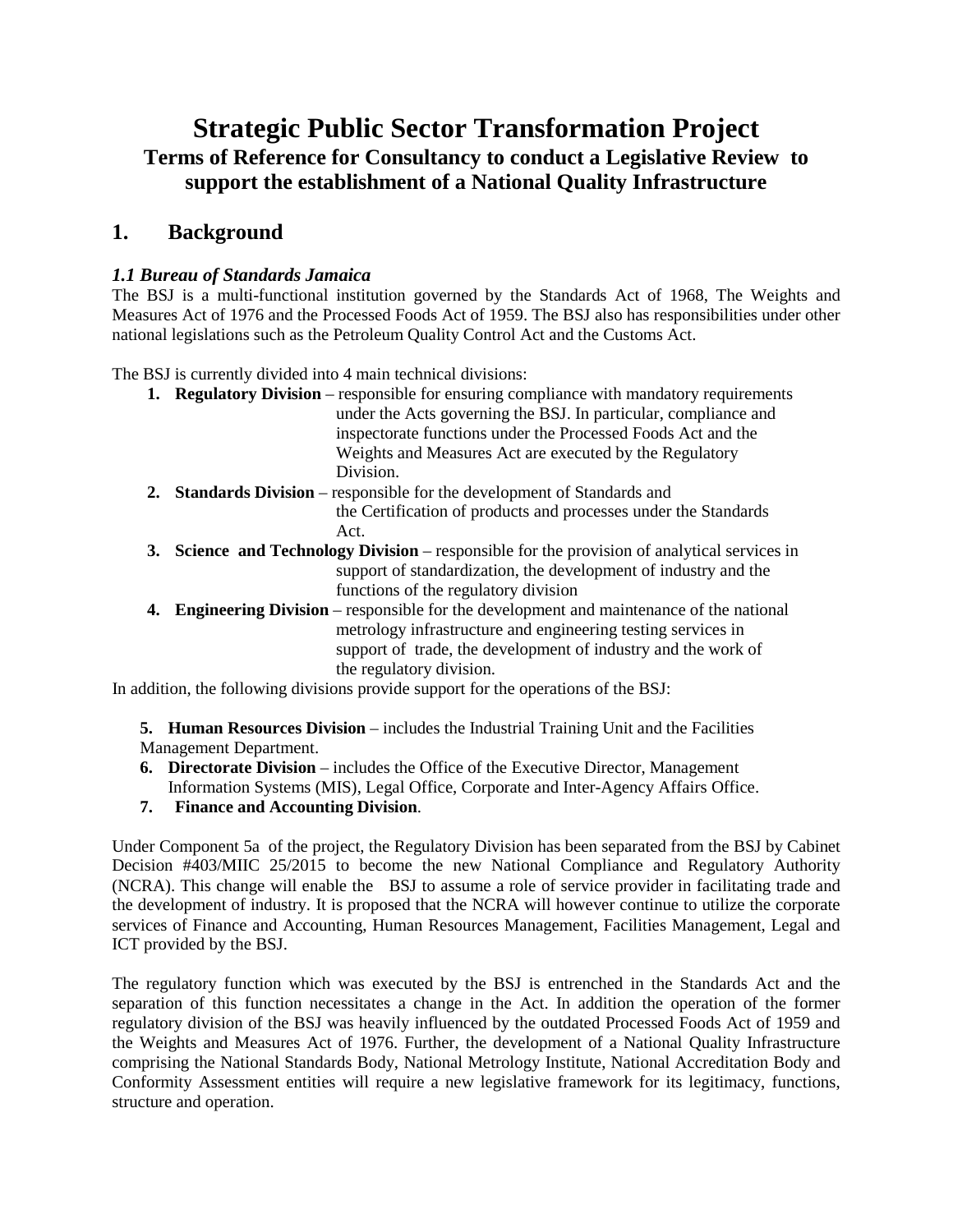# Strategic Public Sector Transformation Project

## Terms of Reference for Consultancy to conduct a Legislative Review to support the establishment of a National Quality Infrastructure

## 1. Background

### *1.1 Bureau of Standards Jamaica*

The BSJ is a multi-functional institution governed by the Standards Act of 1968, The Weights and Measures Act of 1976 and the Processed Foods Act of 1959. The BSJ also has responsibilities under other national legislations such as the Petroleum Quality Control Act and the Customs Act.

The BSJ is currently divided into 4 main technical divisions:

1. **Regulatory Division** – responsible for ensuring compliance with mandatory requirements under the Acts governing the BSJ. In particular, compliance and inspectorate functions under the Processed Foods Act and the Weights and Measures Act are executed by the Regulatory Division.
2. **Standards Division** – responsible for the development of Standards and the Certification of products and processes under the Standards Act.
3. **Science and Technology Division** – responsible for the provision of analytical services in support of standardization, the development of industry and the functions of the regulatory division
4. **Engineering Division** – responsible for the development and maintenance of the national metrology infrastructure and engineering testing services in support of trade, the development of industry and the work of the regulatory division.

In addition, the following divisions provide support for the operations of the BSJ:

5. **Human Resources Division** – includes the Industrial Training Unit and the Facilities Management Department.
6. **Directorate Division** – includes the Office of the Executive Director, Management Information Systems (MIS), Legal Office, Corporate and Inter-Agency Affairs Office.
7. **Finance and Accounting Division**.

Under Component 5a of the project, the Regulatory Division has been separated from the BSJ by Cabinet Decision #403/MIIC 25/2015 to become the new National Compliance and Regulatory Authority (NCRA). This change will enable the BSJ to assume a role of service provider in facilitating trade and the development of industry. It is proposed that the NCRA will however continue to utilize the corporate services of Finance and Accounting, Human Resources Management, Facilities Management, Legal and ICT provided by the BSJ.

The regulatory function which was executed by the BSJ is entrenched in the Standards Act and the separation of this function necessitates a change in the Act. In addition the operation of the former regulatory division of the BSJ was heavily influenced by the outdated Processed Foods Act of 1959 and the Weights and Measures Act of 1976. Further, the development of a National Quality Infrastructure comprising the National Standards Body, National Metrology Institute, National Accreditation Body and Conformity Assessment entities will require a new legislative framework for its legitimacy, functions, structure and operation.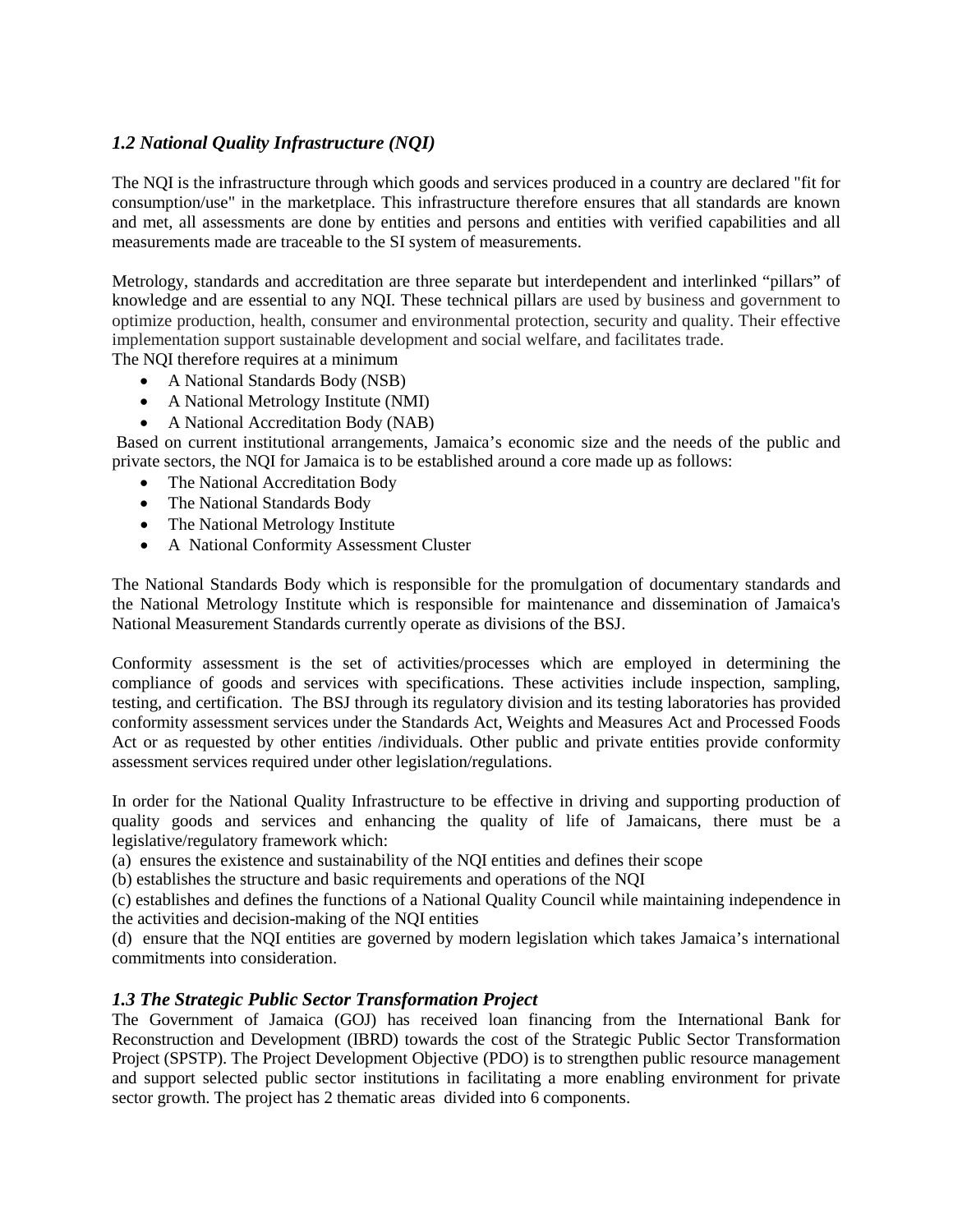### *1.2 National Quality Infrastructure (NQI)*

The NQI is the infrastructure through which goods and services produced in a country are declared "fit for consumption/use" in the marketplace. This infrastructure therefore ensures that all standards are known and met, all assessments are done by entities and persons and entities with verified capabilities and all measurements made are traceable to the SI system of measurements.

Metrology, standards and accreditation are three separate but interdependent and interlinked "pillars" of knowledge and are essential to any NQI. These technical pillars are used by business and government to optimize production, health, consumer and environmental protection, security and quality. Their effective implementation support sustainable development and social welfare, and facilitates trade.
The NQI therefore requires at a minimum

- A National Standards Body (NSB)
- A National Metrology Institute (NMI)
- A National Accreditation Body (NAB)

Based on current institutional arrangements, Jamaica's economic size and the needs of the public and private sectors, the NQI for Jamaica is to be established around a core made up as follows:

- The National Accreditation Body
- The National Standards Body
- The National Metrology Institute
- A National Conformity Assessment Cluster

The National Standards Body which is responsible for the promulgation of documentary standards and the National Metrology Institute which is responsible for maintenance and dissemination of Jamaica's National Measurement Standards currently operate as divisions of the BSJ.

Conformity assessment is the set of activities/processes which are employed in determining the compliance of goods and services with specifications. These activities include inspection, sampling, testing, and certification. The BSJ through its regulatory division and its testing laboratories has provided conformity assessment services under the Standards Act, Weights and Measures Act and Processed Foods Act or as requested by other entities /individuals. Other public and private entities provide conformity assessment services required under other legislation/regulations.

In order for the National Quality Infrastructure to be effective in driving and supporting production of quality goods and services and enhancing the quality of life of Jamaicans, there must be a legislative/regulatory framework which:

(a) ensures the existence and sustainability of the NQI entities and defines their scope
(b) establishes the structure and basic requirements and operations of the NQI
(c) establishes and defines the functions of a National Quality Council while maintaining independence in the activities and decision-making of the NQI entities
(d) ensure that the NQI entities are governed by modern legislation which takes Jamaica's international commitments into consideration.

### *1.3 The Strategic Public Sector Transformation Project*

The Government of Jamaica (GOJ) has received loan financing from the International Bank for Reconstruction and Development (IBRD) towards the cost of the Strategic Public Sector Transformation Project (SPSTP). The Project Development Objective (PDO) is to strengthen public resource management and support selected public sector institutions in facilitating a more enabling environment for private sector growth. The project has 2 thematic areas divided into 6 components.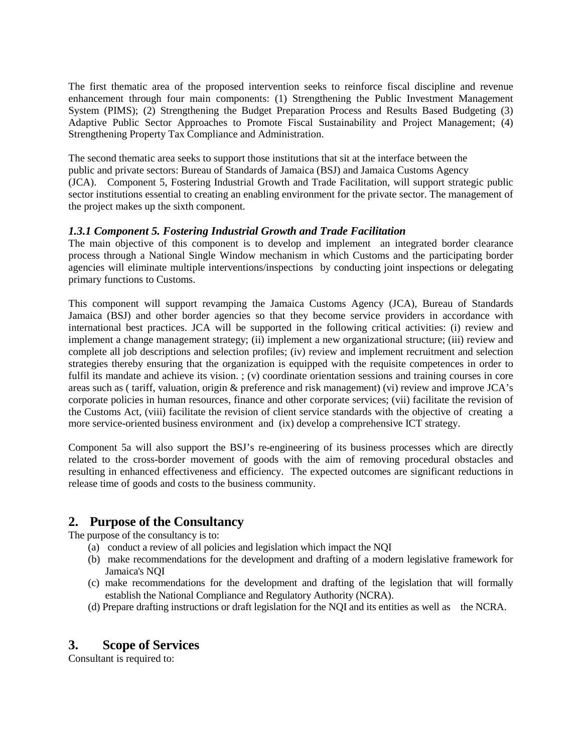The first thematic area of the proposed intervention seeks to reinforce fiscal discipline and revenue enhancement through four main components: (1) Strengthening the Public Investment Management System (PIMS); (2) Strengthening the Budget Preparation Process and Results Based Budgeting (3) Adaptive Public Sector Approaches to Promote Fiscal Sustainability and Project Management; (4) Strengthening Property Tax Compliance and Administration.

The second thematic area seeks to support those institutions that sit at the interface between the public and private sectors: Bureau of Standards of Jamaica (BSJ) and Jamaica Customs Agency (JCA). Component 5, Fostering Industrial Growth and Trade Facilitation, will support strategic public sector institutions essential to creating an enabling environment for the private sector. The management of the project makes up the sixth component.

### *1.3.1 Component 5. Fostering Industrial Growth and Trade Facilitation*

The main objective of this component is to develop and implement an integrated border clearance process through a National Single Window mechanism in which Customs and the participating border agencies will eliminate multiple interventions/inspections by conducting joint inspections or delegating primary functions to Customs.

This component will support revamping the Jamaica Customs Agency (JCA), Bureau of Standards Jamaica (BSJ) and other border agencies so that they become service providers in accordance with international best practices. JCA will be supported in the following critical activities: (i) review and implement a change management strategy; (ii) implement a new organizational structure; (iii) review and complete all job descriptions and selection profiles; (iv) review and implement recruitment and selection strategies thereby ensuring that the organization is equipped with the requisite competences in order to fulfil its mandate and achieve its vision. ; (v) coordinate orientation sessions and training courses in core areas such as ( tariff, valuation, origin & preference and risk management) (vi) review and improve JCA's corporate policies in human resources, finance and other corporate services; (vii) facilitate the revision of the Customs Act, (viii) facilitate the revision of client service standards with the objective of creating a more service-oriented business environment and (ix) develop a comprehensive ICT strategy.

Component 5a will also support the BSJ's re-engineering of its business processes which are directly related to the cross-border movement of goods with the aim of removing procedural obstacles and resulting in enhanced effectiveness and efficiency. The expected outcomes are significant reductions in release time of goods and costs to the business community.

## 2. Purpose of the Consultancy

The purpose of the consultancy is to:

(a) conduct a review of all policies and legislation which impact the NQI
(b) make recommendations for the development and drafting of a modern legislative framework for Jamaica's NQI
(c) make recommendations for the development and drafting of the legislation that will formally establish the National Compliance and Regulatory Authority (NCRA).
(d) Prepare drafting instructions or draft legislation for the NQI and its entities as well as the NCRA.

## 3. Scope of Services

Consultant is required to: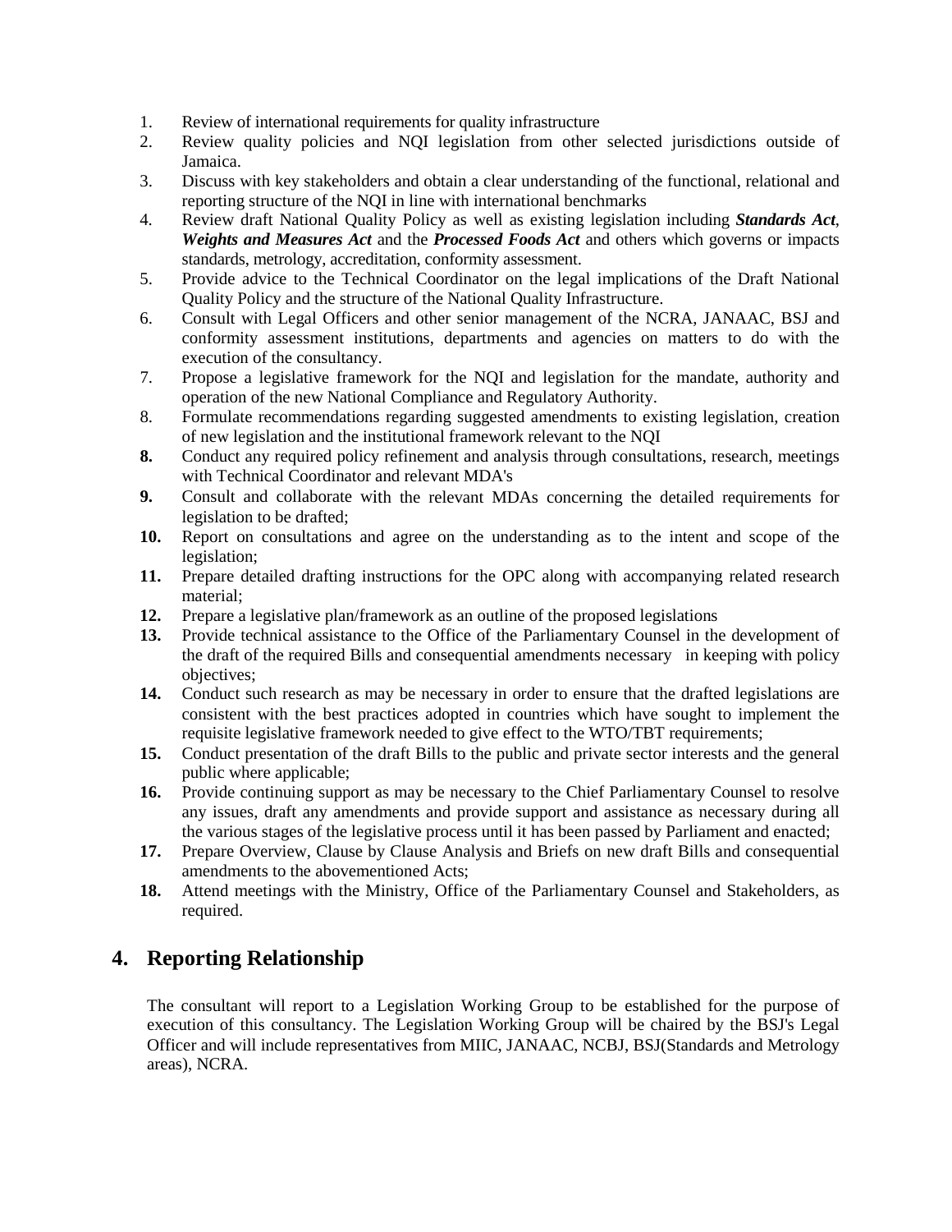1. Review of international requirements for quality infrastructure
2. Review quality policies and NQI legislation from other selected jurisdictions outside of Jamaica.
3. Discuss with key stakeholders and obtain a clear understanding of the functional, relational and reporting structure of the NQI in line with international benchmarks
4. Review draft National Quality Policy as well as existing legislation including ***Standards Act***, ***Weights and Measures Act*** and the ***Processed Foods Act*** and others which governs or impacts standards, metrology, accreditation, conformity assessment.
5. Provide advice to the Technical Coordinator on the legal implications of the Draft National Quality Policy and the structure of the National Quality Infrastructure.
6. Consult with Legal Officers and other senior management of the NCRA, JANAAC, BSJ and conformity assessment institutions, departments and agencies on matters to do with the execution of the consultancy.
7. Propose a legislative framework for the NQI and legislation for the mandate, authority and operation of the new National Compliance and Regulatory Authority.
8. Formulate recommendations regarding suggested amendments to existing legislation, creation of new legislation and the institutional framework relevant to the NQI

**8.** Conduct any required policy refinement and analysis through consultations, research, meetings with Technical Coordinator and relevant MDA's

**9.** Consult and collaborate with the relevant MDAs concerning the detailed requirements for legislation to be drafted;

**10.** Report on consultations and agree on the understanding as to the intent and scope of the legislation;

**11.** Prepare detailed drafting instructions for the OPC along with accompanying related research material;

**12.** Prepare a legislative plan/framework as an outline of the proposed legislations

**13.** Provide technical assistance to the Office of the Parliamentary Counsel in the development of the draft of the required Bills and consequential amendments necessary in keeping with policy objectives;

**14.** Conduct such research as may be necessary in order to ensure that the drafted legislations are consistent with the best practices adopted in countries which have sought to implement the requisite legislative framework needed to give effect to the WTO/TBT requirements;

**15.** Conduct presentation of the draft Bills to the public and private sector interests and the general public where applicable;

**16.** Provide continuing support as may be necessary to the Chief Parliamentary Counsel to resolve any issues, draft any amendments and provide support and assistance as necessary during all the various stages of the legislative process until it has been passed by Parliament and enacted;

**17.** Prepare Overview, Clause by Clause Analysis and Briefs on new draft Bills and consequential amendments to the abovementioned Acts;

**18.** Attend meetings with the Ministry, Office of the Parliamentary Counsel and Stakeholders, as required.

## 4. Reporting Relationship

The consultant will report to a Legislation Working Group to be established for the purpose of execution of this consultancy. The Legislation Working Group will be chaired by the BSJ's Legal Officer and will include representatives from MIIC, JANAAC, NCBJ, BSJ(Standards and Metrology areas), NCRA.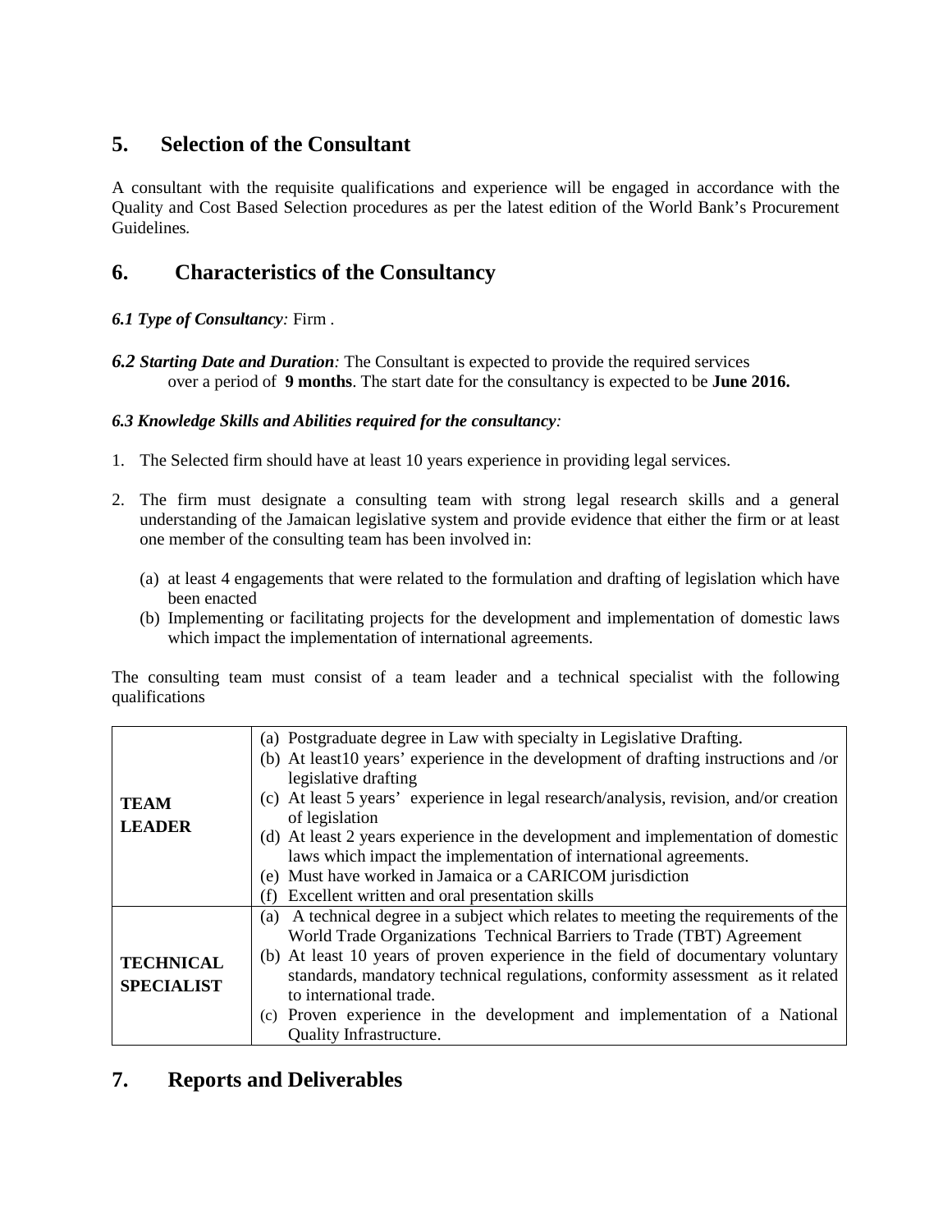## 5. Selection of the Consultant

A consultant with the requisite qualifications and experience will be engaged in accordance with the Quality and Cost Based Selection procedures as per the latest edition of the World Bank's Procurement Guidelines.

## 6. Characteristics of the Consultancy

***6.1 Type of Consultancy**:* Firm .

***6.2 Starting Date and Duration**:* The Consultant is expected to provide the required services over a period of **9 months**. The start date for the consultancy is expected to be **June 2016.**

***6.3 Knowledge Skills and Abilities required for the consultancy**:*

1. The Selected firm should have at least 10 years experience in providing legal services.

2. The firm must designate a consulting team with strong legal research skills and a general understanding of the Jamaican legislative system and provide evidence that either the firm or at least one member of the consulting team has been involved in:

   (a) at least 4 engagements that were related to the formulation and drafting of legislation which have been enacted

   (b) Implementing or facilitating projects for the development and implementation of domestic laws which impact the implementation of international agreements.

The consulting team must consist of a team leader and a technical specialist with the following qualifications

| | |
|---|---|
| **TEAM LEADER** | (a) Postgraduate degree in Law with specialty in Legislative Drafting.<br>(b) At least10 years' experience in the development of drafting instructions and /or legislative drafting<br>(c) At least 5 years' experience in legal research/analysis, revision, and/or creation of legislation<br>(d) At least 2 years experience in the development and implementation of domestic laws which impact the implementation of international agreements.<br>(e) Must have worked in Jamaica or a CARICOM jurisdiction<br>(f) Excellent written and oral presentation skills |
| **TECHNICAL SPECIALIST** | (a) A technical degree in a subject which relates to meeting the requirements of the World Trade Organizations Technical Barriers to Trade (TBT) Agreement<br>(b) At least 10 years of proven experience in the field of documentary voluntary standards, mandatory technical regulations, conformity assessment as it related to international trade.<br>(c) Proven experience in the development and implementation of a National Quality Infrastructure. |

## 7. Reports and Deliverables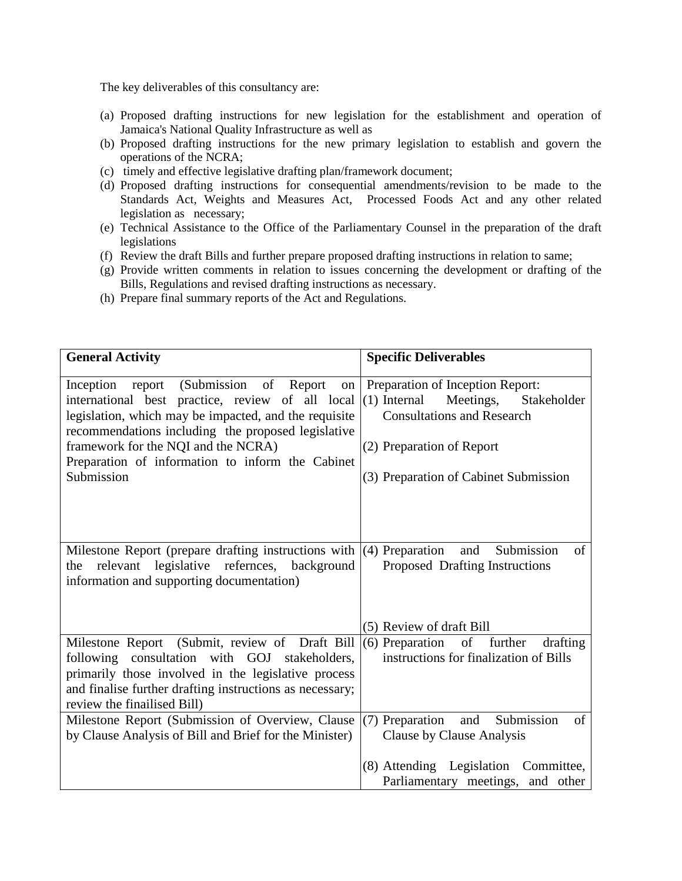The key deliverables of this consultancy are:

(a) Proposed drafting instructions for new legislation for the establishment and operation of Jamaica's National Quality Infrastructure as well as
(b) Proposed drafting instructions for the new primary legislation to establish and govern the operations of the NCRA;
(c) timely and effective legislative drafting plan/framework document;
(d) Proposed drafting instructions for consequential amendments/revision to be made to the Standards Act, Weights and Measures Act, Processed Foods Act and any other related legislation as necessary;
(e) Technical Assistance to the Office of the Parliamentary Counsel in the preparation of the draft legislations
(f) Review the draft Bills and further prepare proposed drafting instructions in relation to same;
(g) Provide written comments in relation to issues concerning the development or drafting of the Bills, Regulations and revised drafting instructions as necessary.
(h) Prepare final summary reports of the Act and Regulations.

| **General Activity** | **Specific Deliverables** |
|---|---|
| Inception report (Submission of Report on international best practice, review of all local legislation, which may be impacted, and the requisite recommendations including the proposed legislative framework for the NQI and the NCRA)<br>Preparation of information to inform the Cabinet Submission | Preparation of Inception Report:<br>(1) Internal Meetings, Stakeholder Consultations and Research<br><br>(2) Preparation of Report<br><br>(3) Preparation of Cabinet Submission |
| Milestone Report (prepare drafting instructions with the relevant legislative refernces, background information and supporting documentation) | (4) Preparation and Submission of Proposed Drafting Instructions<br><br>(5) Review of draft Bill |
| Milestone Report (Submit, review of Draft Bill following consultation with GOJ stakeholders, primarily those involved in the legislative process and finalise further drafting instructions as necessary; review the finailised Bill) | (6) Preparation of further drafting instructions for finalization of Bills |
| Milestone Report (Submission of Overview, Clause by Clause Analysis of Bill and Brief for the Minister) | (7) Preparation and Submission of Clause by Clause Analysis<br><br>(8) Attending Legislation Committee, Parliamentary meetings, and other |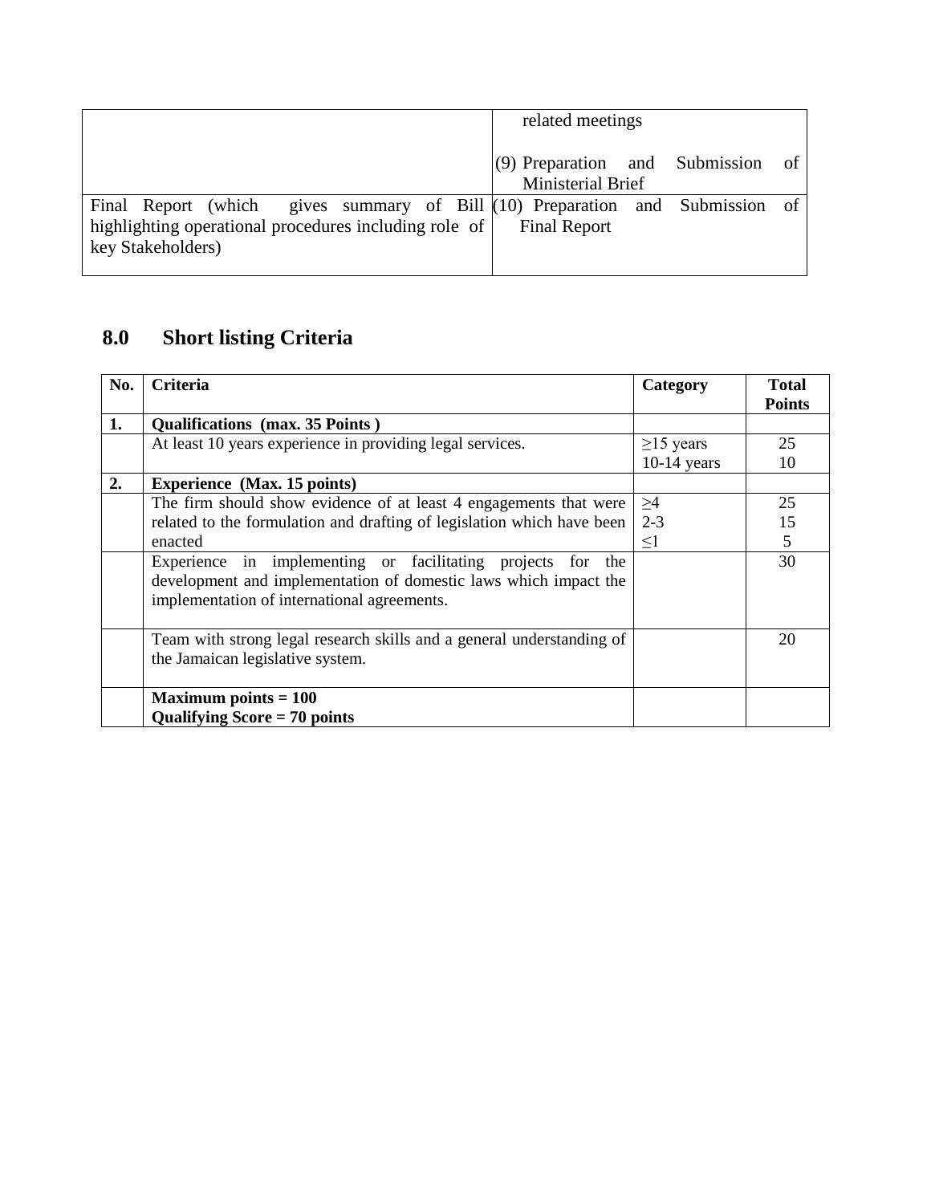| | |
|---|---|
| | related meetings<br><br>(9) Preparation and Submission of Ministerial Brief |
| Final Report (which gives summary of Bill highlighting operational procedures including role of key Stakeholders) | (10) Preparation and Submission of Final Report |

## 8.0 Short listing Criteria

| No. | Criteria | Category | Total Points |
|---|---|---|---|
| **1.** | **Qualifications (max. 35 Points )** | | |
| | At least 10 years experience in providing legal services. | ≥15 years<br>10-14 years | 25<br>10 |
| **2.** | **Experience (Max. 15 points)** | | |
| | The firm should show evidence of at least 4 engagements that were related to the formulation and drafting of legislation which have been enacted | ≥4<br>2-3<br>≤1 | 25<br>15<br>5 |
| | Experience in implementing or facilitating projects for the development and implementation of domestic laws which impact the implementation of international agreements. | | 30 |
| | Team with strong legal research skills and a general understanding of the Jamaican legislative system. | | 20 |
| | **Maximum points = 100**<br>**Qualifying Score = 70 points** | | |